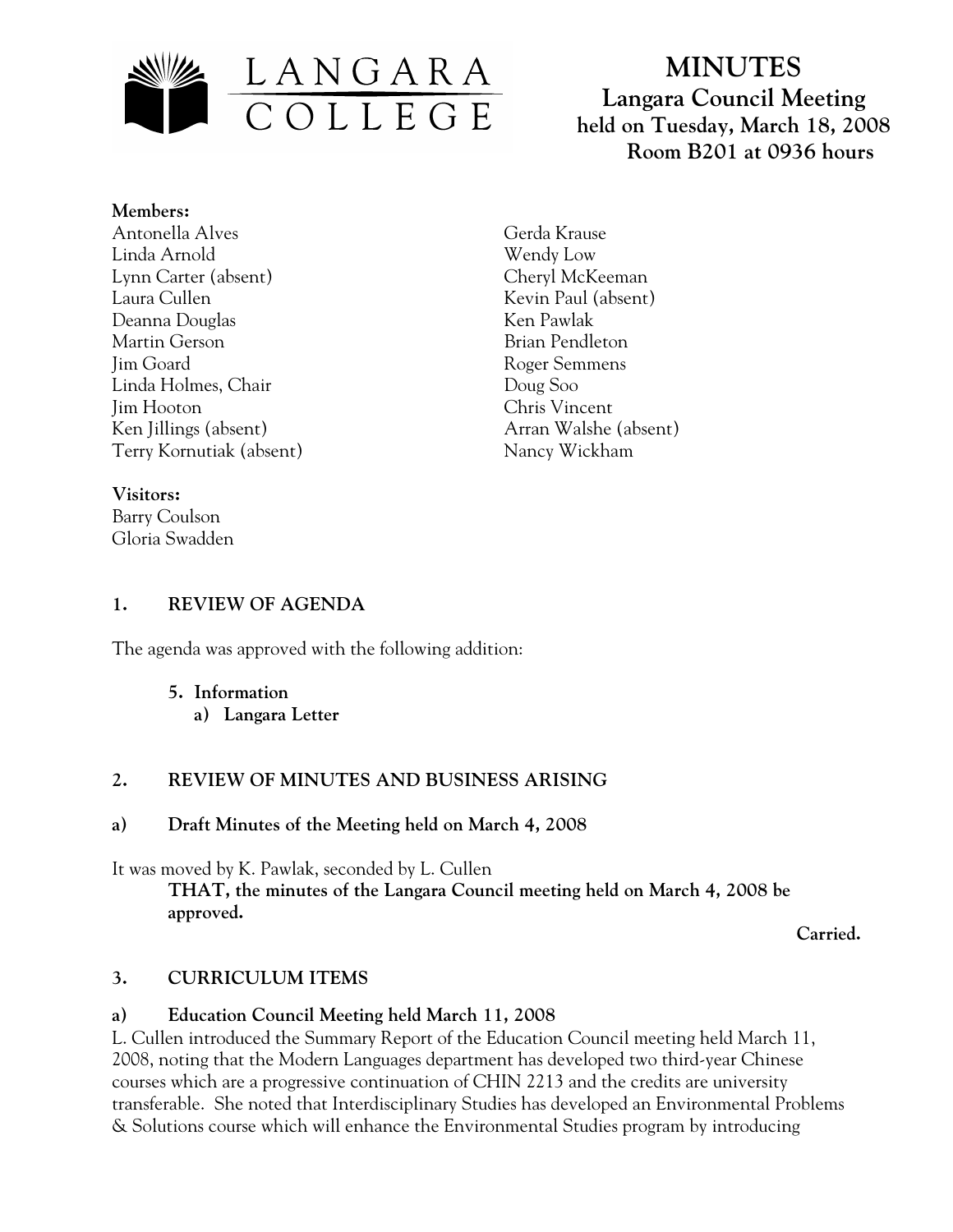# MINUTES
## Langara Council Meeting
### held on Tuesday, March 18, 2008
### Room B201 at 0936 hours

**Members:**
Antonella Alves
Linda Arnold
Lynn Carter (absent)
Laura Cullen
Deanna Douglas
Martin Gerson
Jim Goard
Linda Holmes, Chair
Jim Hooton
Ken Jillings (absent)
Terry Kornutiak (absent)
Gerda Krause
Wendy Low
Cheryl McKeeman
Kevin Paul (absent)
Ken Pawlak
Brian Pendleton
Roger Semmens
Doug Soo
Chris Vincent
Arran Walshe (absent)
Nancy Wickham

**Visitors:**
Barry Coulson
Gloria Swadden

## 1. REVIEW OF AGENDA

The agenda was approved with the following addition:

5. **Information**
   a) **Langara Letter**

## 2. REVIEW OF MINUTES AND BUSINESS ARISING

### a) Draft Minutes of the Meeting held on March 4, 2008

It was moved by K. Pawlak, seconded by L. Cullen

**THAT, the minutes of the Langara Council meeting held on March 4, 2008 be approved.**

**Carried.**

## 3. CURRICULUM ITEMS

### a) Education Council Meeting held March 11, 2008

L. Cullen introduced the Summary Report of the Education Council meeting held March 11, 2008, noting that the Modern Languages department has developed two third-year Chinese courses which are a progressive continuation of CHIN 2213 and the credits are university transferable. She noted that Interdisciplinary Studies has developed an Environmental Problems & Solutions course which will enhance the Environmental Studies program by introducing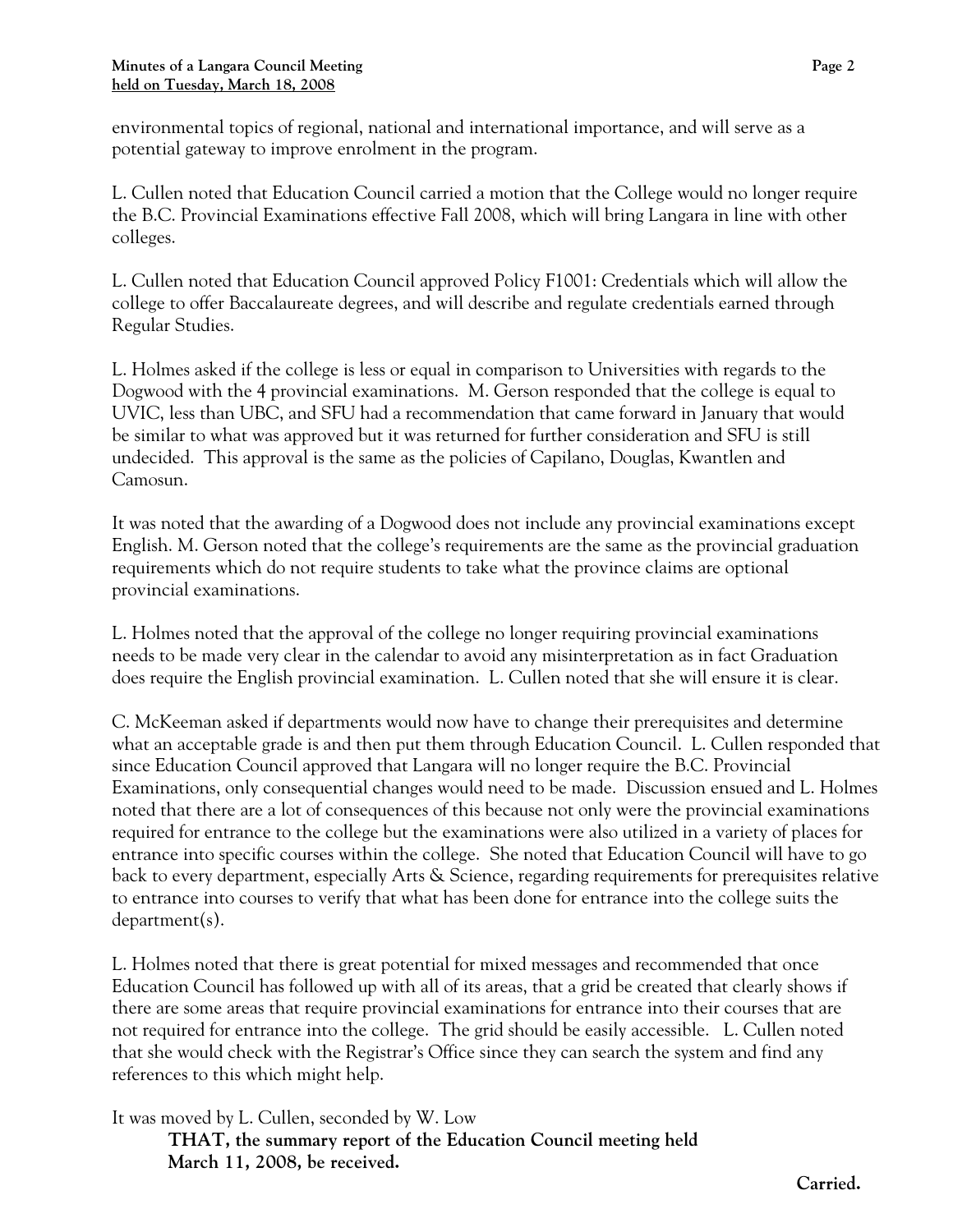environmental topics of regional, national and international importance, and will serve as a potential gateway to improve enrolment in the program.

L. Cullen noted that Education Council carried a motion that the College would no longer require the B.C. Provincial Examinations effective Fall 2008, which will bring Langara in line with other colleges.

L. Cullen noted that Education Council approved Policy F1001: Credentials which will allow the college to offer Baccalaureate degrees, and will describe and regulate credentials earned through Regular Studies.

L. Holmes asked if the college is less or equal in comparison to Universities with regards to the Dogwood with the 4 provincial examinations. M. Gerson responded that the college is equal to UVIC, less than UBC, and SFU had a recommendation that came forward in January that would be similar to what was approved but it was returned for further consideration and SFU is still undecided. This approval is the same as the policies of Capilano, Douglas, Kwantlen and Camosun.

It was noted that the awarding of a Dogwood does not include any provincial examinations except English. M. Gerson noted that the college's requirements are the same as the provincial graduation requirements which do not require students to take what the province claims are optional provincial examinations.

L. Holmes noted that the approval of the college no longer requiring provincial examinations needs to be made very clear in the calendar to avoid any misinterpretation as in fact Graduation does require the English provincial examination. L. Cullen noted that she will ensure it is clear.

C. McKeeman asked if departments would now have to change their prerequisites and determine what an acceptable grade is and then put them through Education Council. L. Cullen responded that since Education Council approved that Langara will no longer require the B.C. Provincial Examinations, only consequential changes would need to be made. Discussion ensued and L. Holmes noted that there are a lot of consequences of this because not only were the provincial examinations required for entrance to the college but the examinations were also utilized in a variety of places for entrance into specific courses within the college. She noted that Education Council will have to go back to every department, especially Arts & Science, regarding requirements for prerequisites relative to entrance into courses to verify that what has been done for entrance into the college suits the department(s).

L. Holmes noted that there is great potential for mixed messages and recommended that once Education Council has followed up with all of its areas, that a grid be created that clearly shows if there are some areas that require provincial examinations for entrance into their courses that are not required for entrance into the college. The grid should be easily accessible. L. Cullen noted that she would check with the Registrar's Office since they can search the system and find any references to this which might help.

It was moved by L. Cullen, seconded by W. Low

> **THAT, the summary report of the Education Council meeting held March 11, 2008, be received.**

**Carried.**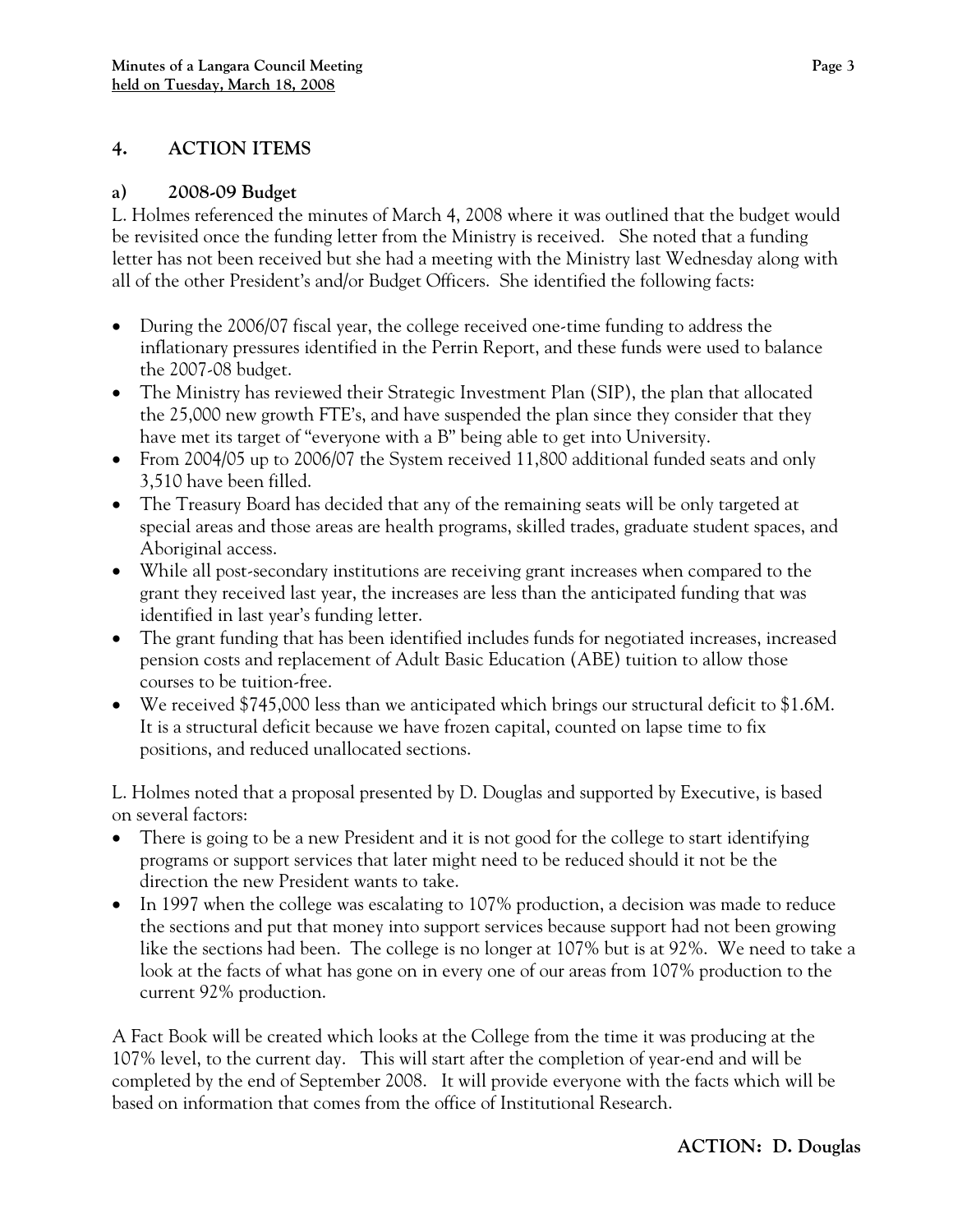## 4. ACTION ITEMS

### a) 2008-09 Budget

L. Holmes referenced the minutes of March 4, 2008 where it was outlined that the budget would be revisited once the funding letter from the Ministry is received. She noted that a funding letter has not been received but she had a meeting with the Ministry last Wednesday along with all of the other President's and/or Budget Officers. She identified the following facts:

- During the 2006/07 fiscal year, the college received one-time funding to address the inflationary pressures identified in the Perrin Report, and these funds were used to balance the 2007-08 budget.
- The Ministry has reviewed their Strategic Investment Plan (SIP), the plan that allocated the 25,000 new growth FTE's, and have suspended the plan since they consider that they have met its target of "everyone with a B" being able to get into University.
- From 2004/05 up to 2006/07 the System received 11,800 additional funded seats and only 3,510 have been filled.
- The Treasury Board has decided that any of the remaining seats will be only targeted at special areas and those areas are health programs, skilled trades, graduate student spaces, and Aboriginal access.
- While all post-secondary institutions are receiving grant increases when compared to the grant they received last year, the increases are less than the anticipated funding that was identified in last year's funding letter.
- The grant funding that has been identified includes funds for negotiated increases, increased pension costs and replacement of Adult Basic Education (ABE) tuition to allow those courses to be tuition-free.
- We received $745,000 less than we anticipated which brings our structural deficit to $1.6M. It is a structural deficit because we have frozen capital, counted on lapse time to fix positions, and reduced unallocated sections.

L. Holmes noted that a proposal presented by D. Douglas and supported by Executive, is based on several factors:

- There is going to be a new President and it is not good for the college to start identifying programs or support services that later might need to be reduced should it not be the direction the new President wants to take.
- In 1997 when the college was escalating to 107% production, a decision was made to reduce the sections and put that money into support services because support had not been growing like the sections had been. The college is no longer at 107% but is at 92%. We need to take a look at the facts of what has gone on in every one of our areas from 107% production to the current 92% production.

A Fact Book will be created which looks at the College from the time it was producing at the 107% level, to the current day. This will start after the completion of year-end and will be completed by the end of September 2008. It will provide everyone with the facts which will be based on information that comes from the office of Institutional Research.

**ACTION: D. Douglas**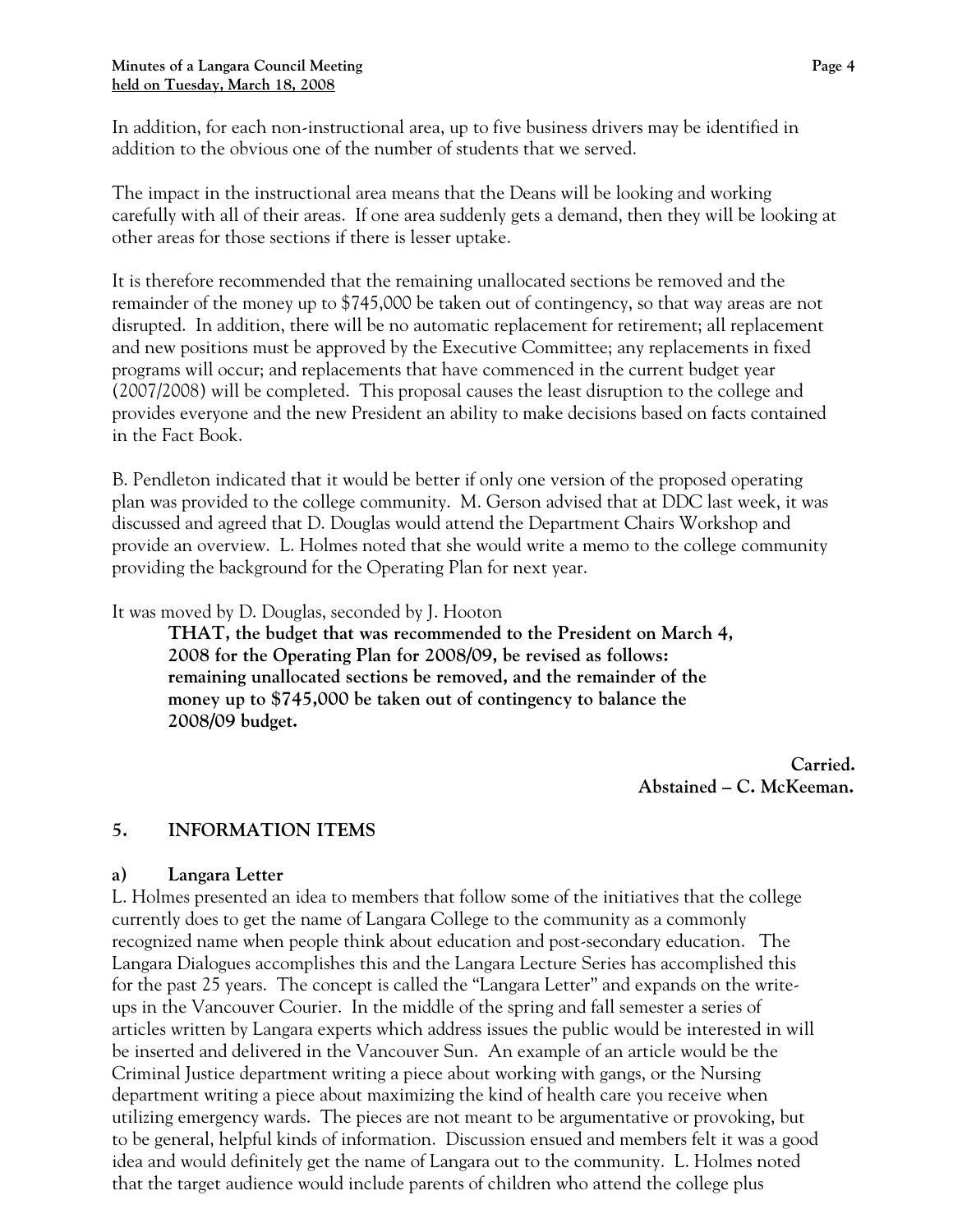In addition, for each non-instructional area, up to five business drivers may be identified in addition to the obvious one of the number of students that we served.

The impact in the instructional area means that the Deans will be looking and working carefully with all of their areas. If one area suddenly gets a demand, then they will be looking at other areas for those sections if there is lesser uptake.

It is therefore recommended that the remaining unallocated sections be removed and the remainder of the money up to $745,000 be taken out of contingency, so that way areas are not disrupted. In addition, there will be no automatic replacement for retirement; all replacement and new positions must be approved by the Executive Committee; any replacements in fixed programs will occur; and replacements that have commenced in the current budget year (2007/2008) will be completed. This proposal causes the least disruption to the college and provides everyone and the new President an ability to make decisions based on facts contained in the Fact Book.

B. Pendleton indicated that it would be better if only one version of the proposed operating plan was provided to the college community. M. Gerson advised that at DDC last week, it was discussed and agreed that D. Douglas would attend the Department Chairs Workshop and provide an overview. L. Holmes noted that she would write a memo to the college community providing the background for the Operating Plan for next year.

It was moved by D. Douglas, seconded by J. Hooton

> **THAT, the budget that was recommended to the President on March 4, 2008 for the Operating Plan for 2008/09, be revised as follows: remaining unallocated sections be removed, and the remainder of the money up to $745,000 be taken out of contingency to balance the 2008/09 budget.**

**Carried.**
**Abstained – C. McKeeman.**

## 5. INFORMATION ITEMS

### a) Langara Letter

L. Holmes presented an idea to members that follow some of the initiatives that the college currently does to get the name of Langara College to the community as a commonly recognized name when people think about education and post-secondary education. The Langara Dialogues accomplishes this and the Langara Lecture Series has accomplished this for the past 25 years. The concept is called the "Langara Letter" and expands on the write-ups in the Vancouver Courier. In the middle of the spring and fall semester a series of articles written by Langara experts which address issues the public would be interested in will be inserted and delivered in the Vancouver Sun. An example of an article would be the Criminal Justice department writing a piece about working with gangs, or the Nursing department writing a piece about maximizing the kind of health care you receive when utilizing emergency wards. The pieces are not meant to be argumentative or provoking, but to be general, helpful kinds of information. Discussion ensued and members felt it was a good idea and would definitely get the name of Langara out to the community. L. Holmes noted that the target audience would include parents of children who attend the college plus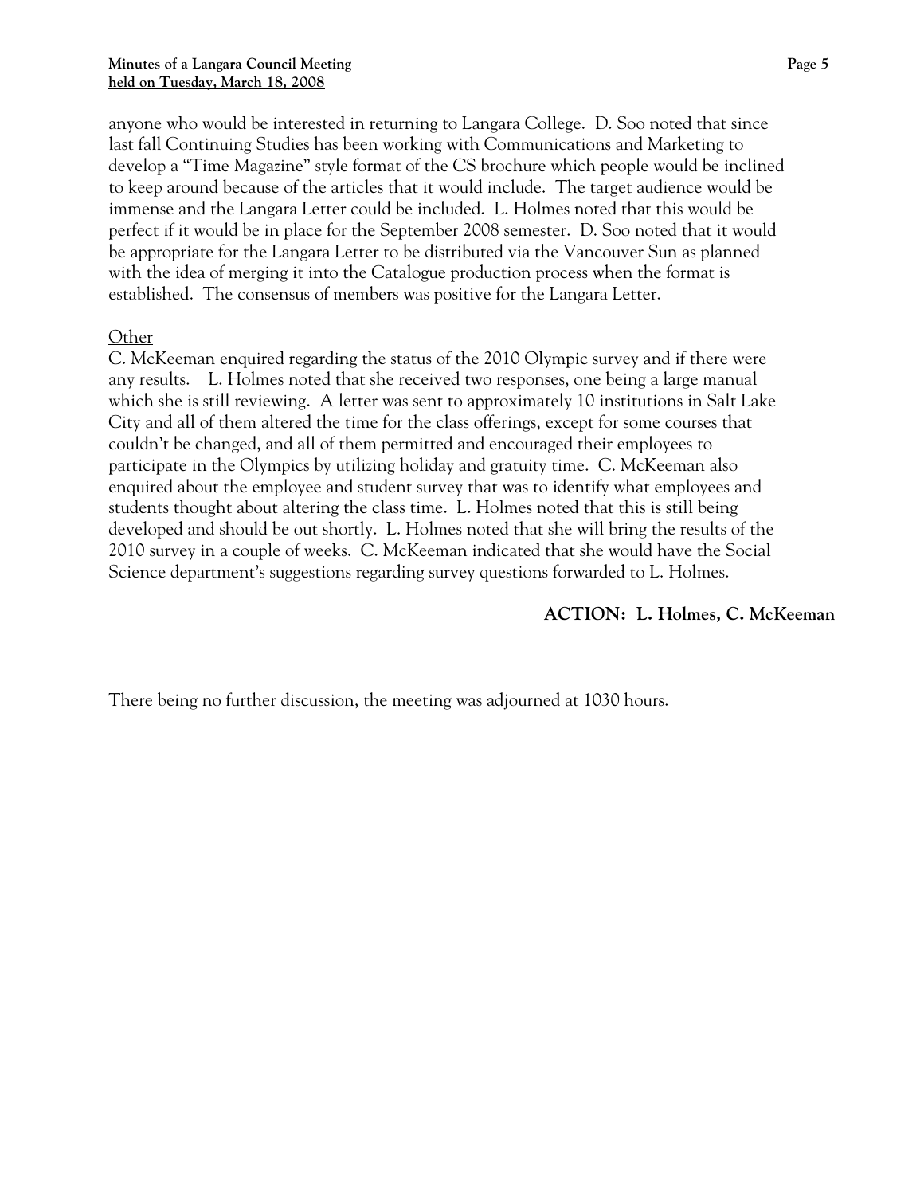anyone who would be interested in returning to Langara College. D. Soo noted that since last fall Continuing Studies has been working with Communications and Marketing to develop a "Time Magazine" style format of the CS brochure which people would be inclined to keep around because of the articles that it would include. The target audience would be immense and the Langara Letter could be included. L. Holmes noted that this would be perfect if it would be in place for the September 2008 semester. D. Soo noted that it would be appropriate for the Langara Letter to be distributed via the Vancouver Sun as planned with the idea of merging it into the Catalogue production process when the format is established. The consensus of members was positive for the Langara Letter.

<u>Other</u>

C. McKeeman enquired regarding the status of the 2010 Olympic survey and if there were any results. L. Holmes noted that she received two responses, one being a large manual which she is still reviewing. A letter was sent to approximately 10 institutions in Salt Lake City and all of them altered the time for the class offerings, except for some courses that couldn't be changed, and all of them permitted and encouraged their employees to participate in the Olympics by utilizing holiday and gratuity time. C. McKeeman also enquired about the employee and student survey that was to identify what employees and students thought about altering the class time. L. Holmes noted that this is still being developed and should be out shortly. L. Holmes noted that she will bring the results of the 2010 survey in a couple of weeks. C. McKeeman indicated that she would have the Social Science department's suggestions regarding survey questions forwarded to L. Holmes.

**ACTION: L. Holmes, C. McKeeman**

There being no further discussion, the meeting was adjourned at 1030 hours.